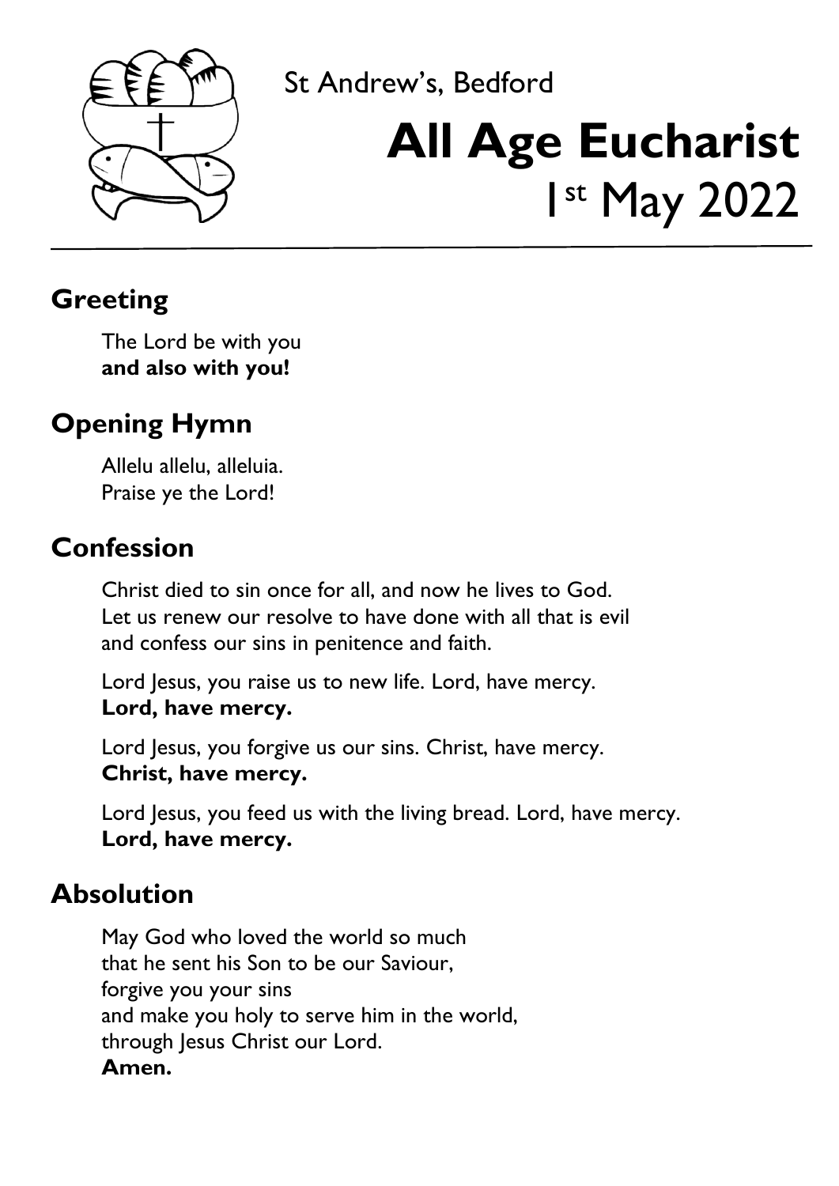St Andrew's, Bedford

# All Age Eucharist

1st May 2022

## Greeting

The Lord be with you
**and also with you!**

## Opening Hymn

Allelu allelu, alleluia.
Praise ye the Lord!

## Confession

Christ died to sin once for all, and now he lives to God.
Let us renew our resolve to have done with all that is evil
and confess our sins in penitence and faith.

Lord Jesus, you raise us to new life. Lord, have mercy.
**Lord, have mercy.**

Lord Jesus, you forgive us our sins. Christ, have mercy.
**Christ, have mercy.**

Lord Jesus, you feed us with the living bread. Lord, have mercy.
**Lord, have mercy.**

## Absolution

May God who loved the world so much
that he sent his Son to be our Saviour,
forgive you your sins
and make you holy to serve him in the world,
through Jesus Christ our Lord.
**Amen.**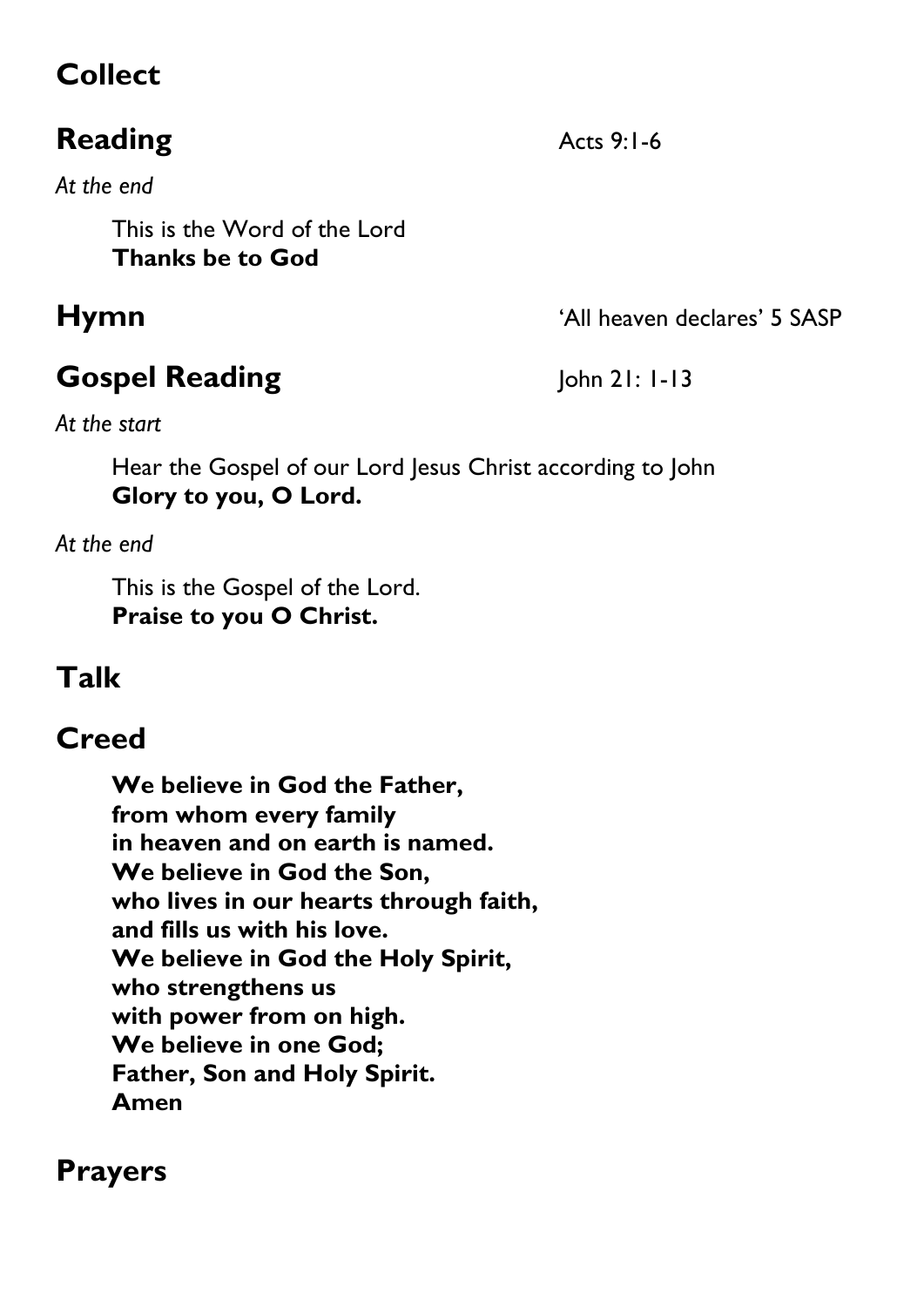## Collect

## Reading

Acts 9:1-6

*At the end*

This is the Word of the Lord
**Thanks be to God**

## Hymn

'All heaven declares' 5 SASP

## Gospel Reading

John 21: 1-13

*At the start*

Hear the Gospel of our Lord Jesus Christ according to John
**Glory to you, O Lord.**

*At the end*

This is the Gospel of the Lord.
**Praise to you O Christ.**

## Talk

## Creed

**We believe in God the Father,
from whom every family
in heaven and on earth is named.
We believe in God the Son,
who lives in our hearts through faith,
and fills us with his love.
We believe in God the Holy Spirit,
who strengthens us
with power from on high.
We believe in one God;
Father, Son and Holy Spirit.
Amen**

## Prayers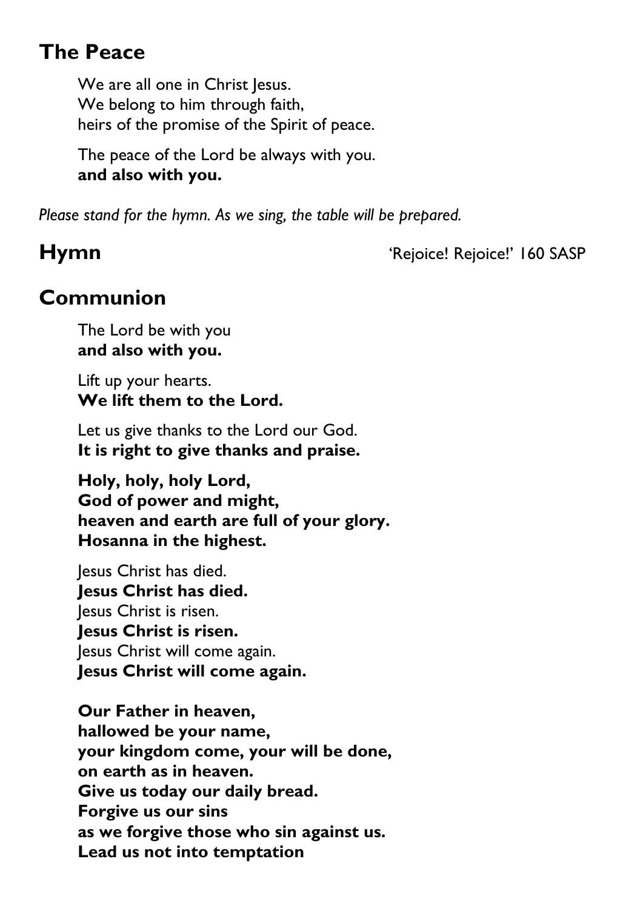## The Peace

We are all one in Christ Jesus.
We belong to him through faith,
heirs of the promise of the Spirit of peace.

The peace of the Lord be always with you.
**and also with you.**

*Please stand for the hymn. As we sing, the table will be prepared.*

## Hymn

'Rejoice! Rejoice!' 160 SASP

## Communion

The Lord be with you
**and also with you.**

Lift up your hearts.
**We lift them to the Lord.**

Let us give thanks to the Lord our God.
**It is right to give thanks and praise.**

**Holy, holy, holy Lord,**
**God of power and might,**
**heaven and earth are full of your glory.**
**Hosanna in the highest.**

Jesus Christ has died.
**Jesus Christ has died.**
Jesus Christ is risen.
**Jesus Christ is risen.**
Jesus Christ will come again.
**Jesus Christ will come again.**

**Our Father in heaven,**
**hallowed be your name,**
**your kingdom come, your will be done,**
**on earth as in heaven.**
**Give us today our daily bread.**
**Forgive us our sins**
**as we forgive those who sin against us.**
**Lead us not into temptation**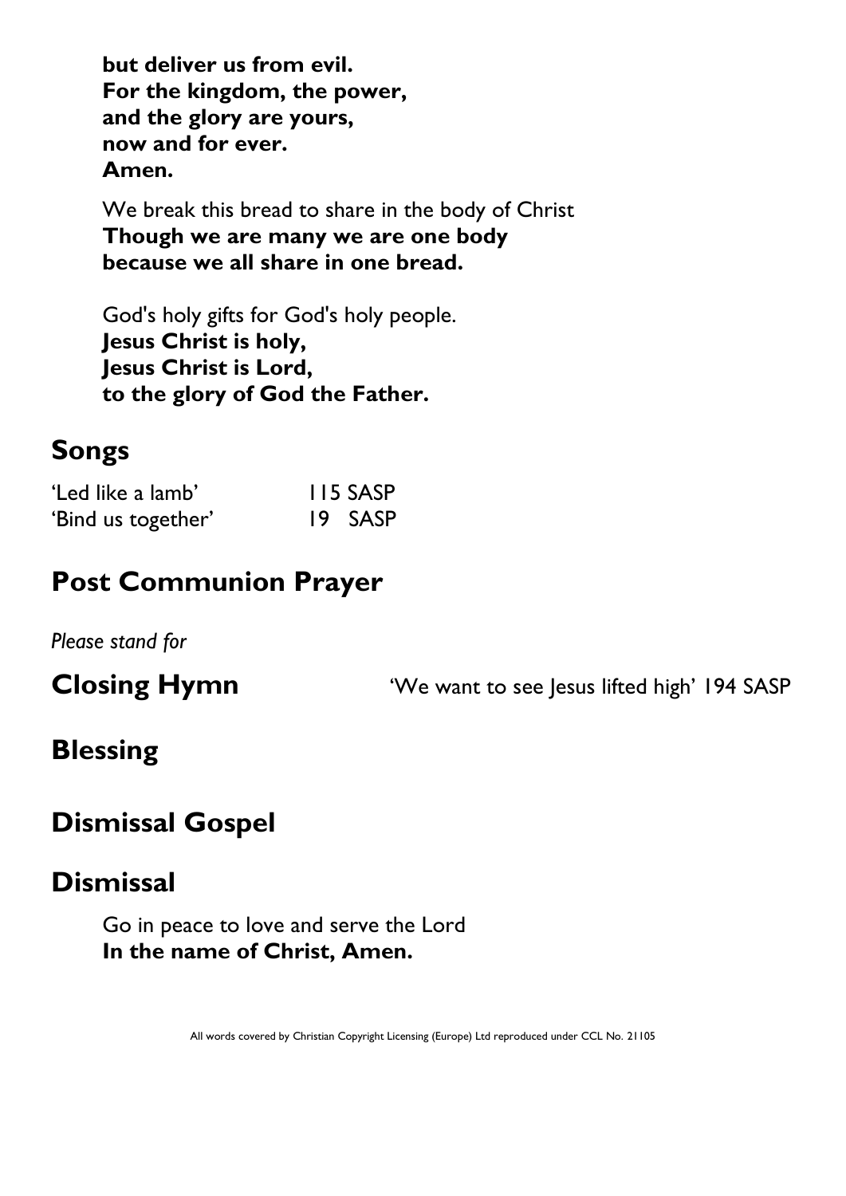**but deliver us from evil.**
**For the kingdom, the power,**
**and the glory are yours,**
**now and for ever.**
**Amen.**

We break this bread to share in the body of Christ
**Though we are many we are one body**
**because we all share in one bread.**

God's holy gifts for God's holy people.
**Jesus Christ is holy,**
**Jesus Christ is Lord,**
**to the glory of God the Father.**

## Songs

| | |
|---|---|
| 'Led like a lamb' | 115 SASP |
| 'Bind us together' | 19 SASP |

## Post Communion Prayer

*Please stand for*

## Closing Hymn

'We want to see Jesus lifted high' 194 SASP

## Blessing

## Dismissal Gospel

## Dismissal

Go in peace to love and serve the Lord
**In the name of Christ, Amen.**

All words covered by Christian Copyright Licensing (Europe) Ltd reproduced under CCL No. 21105